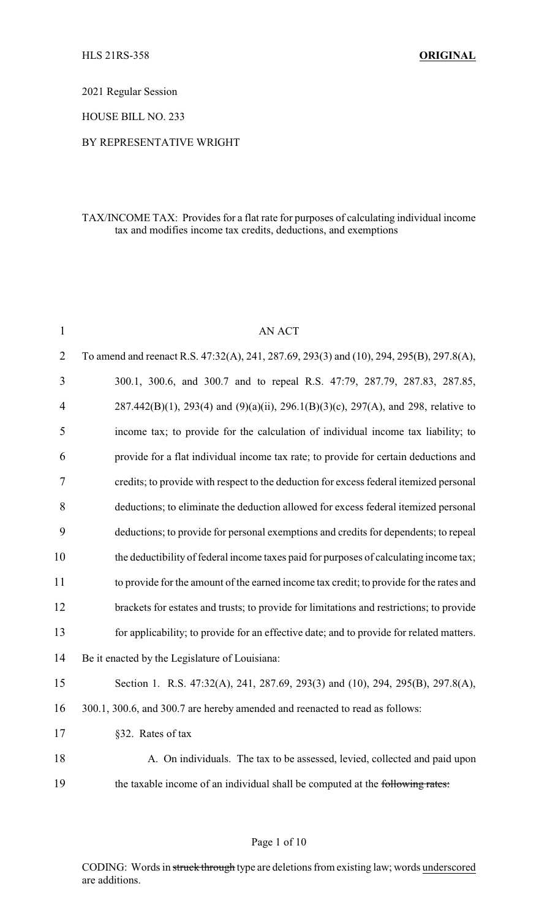HLS 21RS-358 **ORIGINAL**

2021 Regular Session

HOUSE BILL NO. 233

BY REPRESENTATIVE WRIGHT

TAX/INCOME TAX: Provides for a flat rate for purposes of calculating individual income tax and modifies income tax credits, deductions, and exemptions

AN ACT

To amend and reenact R.S. 47:32(A), 241, 287.69, 293(3) and (10), 294, 295(B), 297.8(A), 300.1, 300.6, and 300.7 and to repeal R.S. 47:79, 287.79, 287.83, 287.85, 287.442(B)(1), 293(4) and (9)(a)(ii), 296.1(B)(3)(c), 297(A), and 298, relative to income tax; to provide for the calculation of individual income tax liability; to provide for a flat individual income tax rate; to provide for certain deductions and credits; to provide with respect to the deduction for excess federal itemized personal deductions; to eliminate the deduction allowed for excess federal itemized personal deductions; to provide for personal exemptions and credits for dependents; to repeal the deductibility of federal income taxes paid for purposes of calculating income tax; to provide for the amount of the earned income tax credit; to provide for the rates and brackets for estates and trusts; to provide for limitations and restrictions; to provide for applicability; to provide for an effective date; and to provide for related matters.

Be it enacted by the Legislature of Louisiana:

Section 1. R.S. 47:32(A), 241, 287.69, 293(3) and (10), 294, 295(B), 297.8(A), 300.1, 300.6, and 300.7 are hereby amended and reenacted to read as follows:

§32. Rates of tax

A. On individuals. The tax to be assessed, levied, collected and paid upon the taxable income of an individual shall be computed at the ~~following rates:~~

CODING: Words in ~~struck through~~ type are deletions from existing law; words <u>underscored</u> are additions.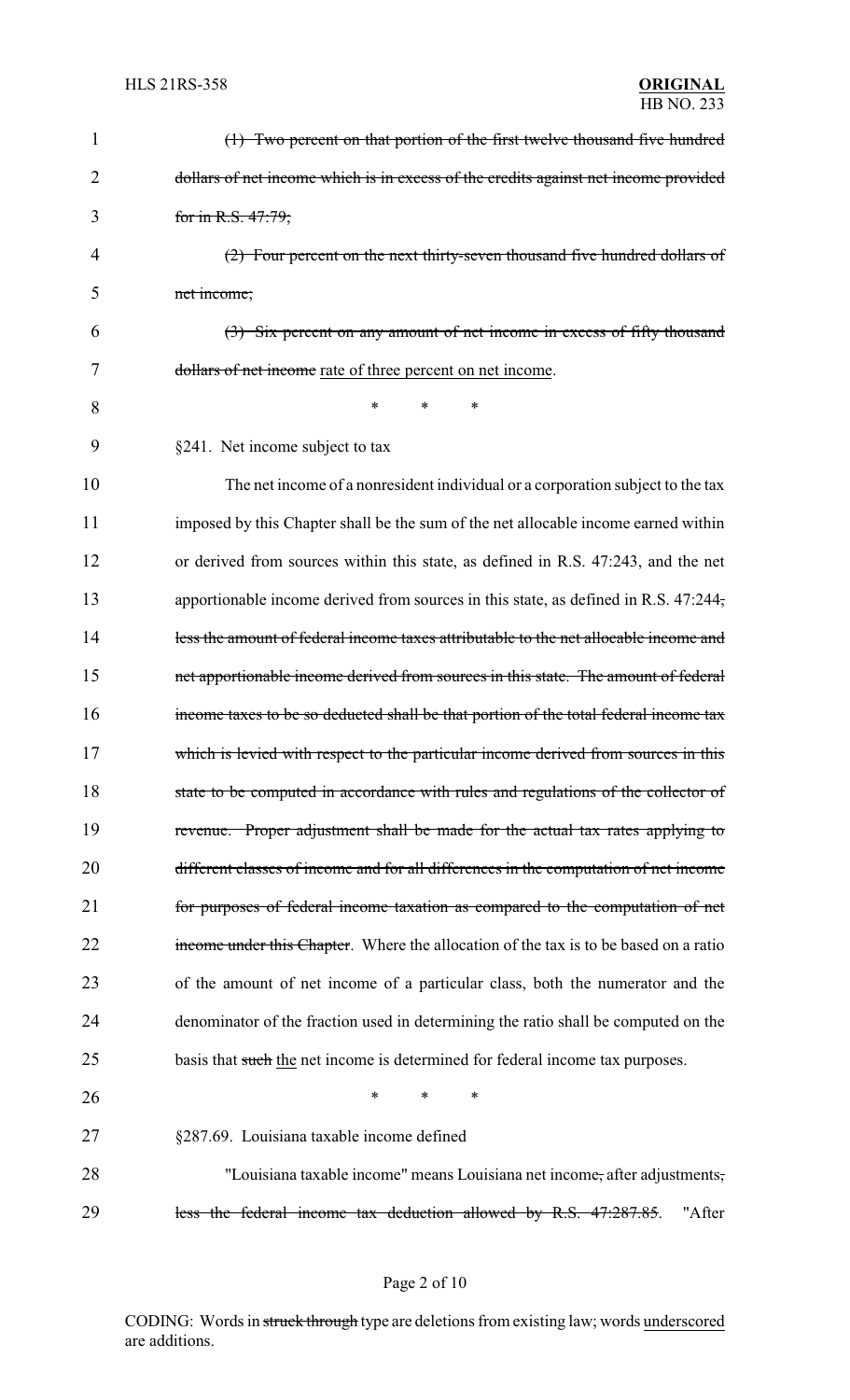~~(1) Two percent on that portion of the first twelve thousand five hundred dollars of net income which is in excess of the credits against net income provided for in R.S. 47:79;~~

~~(2) Four percent on the next thirty-seven thousand five hundred dollars of net income;~~

~~(3) Six percent on any amount of net income in excess of fifty thousand dollars of net income~~ <u>rate of three percent on net income</u>.

\* \* \*

§241. Net income subject to tax

The net income of a nonresident individual or a corporation subject to the tax imposed by this Chapter shall be the sum of the net allocable income earned within or derived from sources within this state, as defined in R.S. 47:243, and the net apportionable income derived from sources in this state, as defined in R.S. 47:244~~, less the amount of federal income taxes attributable to the net allocable income and net apportionable income derived from sources in this state. The amount of federal income taxes to be so deducted shall be that portion of the total federal income tax which is levied with respect to the particular income derived from sources in this state to be computed in accordance with rules and regulations of the collector of revenue. Proper adjustment shall be made for the actual tax rates applying to different classes of income and for all differences in the computation of net income for purposes of federal income taxation as compared to the computation of net income under this Chapter~~. Where the allocation of the tax is to be based on a ratio of the amount of net income of a particular class, both the numerator and the denominator of the fraction used in determining the ratio shall be computed on the basis that ~~such~~ <u>the</u> net income is determined for federal income tax purposes.

\* \* \*

§287.69. Louisiana taxable income defined

"Louisiana taxable income" means Louisiana net income~~,~~ after adjustments~~, less the federal income tax deduction allowed by R.S. 47:287.85~~. "After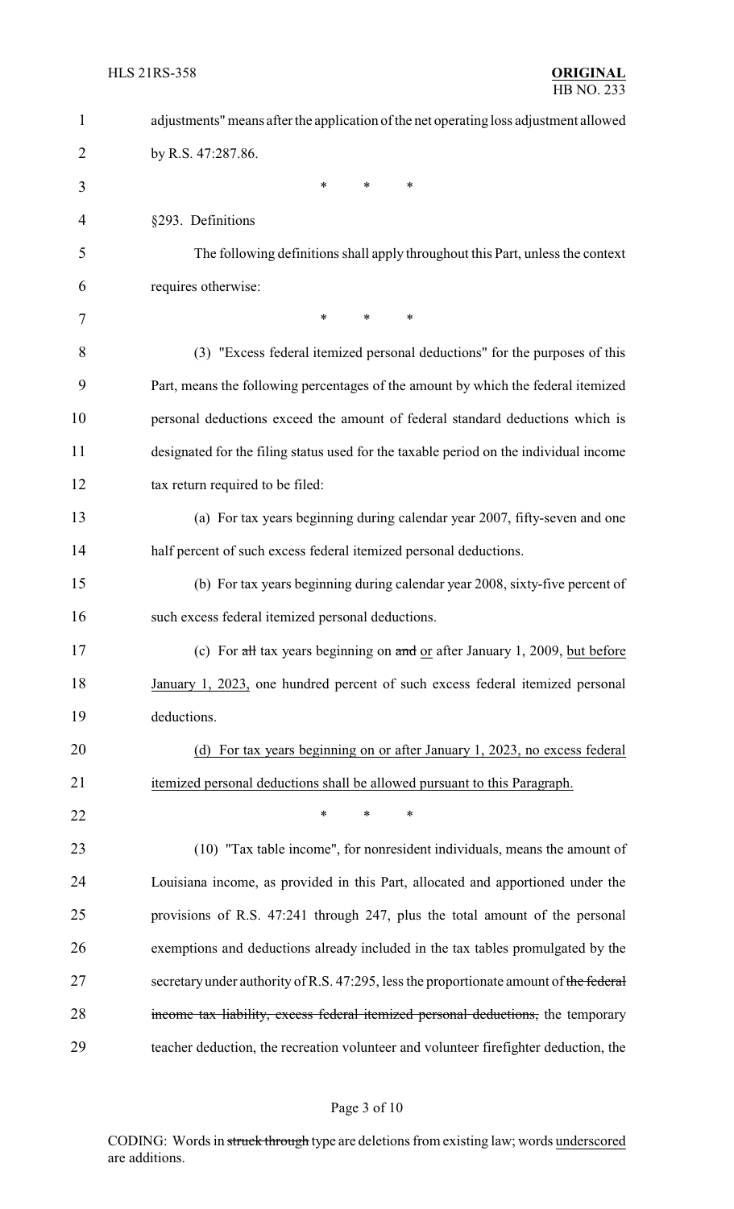adjustments" means after the application of the net operating loss adjustment allowed by R.S. 47:287.86.

\* \* \*

§293. Definitions

The following definitions shall apply throughout this Part, unless the context requires otherwise:

\* \* \*

(3) "Excess federal itemized personal deductions" for the purposes of this Part, means the following percentages of the amount by which the federal itemized personal deductions exceed the amount of federal standard deductions which is designated for the filing status used for the taxable period on the individual income tax return required to be filed:

(a) For tax years beginning during calendar year 2007, fifty-seven and one half percent of such excess federal itemized personal deductions.

(b) For tax years beginning during calendar year 2008, sixty-five percent of such excess federal itemized personal deductions.

(c) For ~~all~~ tax years beginning on ~~and~~ <u>or</u> after January 1, 2009, <u>but before January 1, 2023,</u> one hundred percent of such excess federal itemized personal deductions.

<u>(d) For tax years beginning on or after January 1, 2023, no excess federal itemized personal deductions shall be allowed pursuant to this Paragraph.</u>

\* \* \*

(10) "Tax table income", for nonresident individuals, means the amount of Louisiana income, as provided in this Part, allocated and apportioned under the provisions of R.S. 47:241 through 247, plus the total amount of the personal exemptions and deductions already included in the tax tables promulgated by the secretary under authority of R.S. 47:295, less the proportionate amount of ~~the federal income tax liability, excess federal itemized personal deductions,~~ the temporary teacher deduction, the recreation volunteer and volunteer firefighter deduction, the

CODING: Words in ~~struck through~~ type are deletions from existing law; words <u>underscored</u> are additions.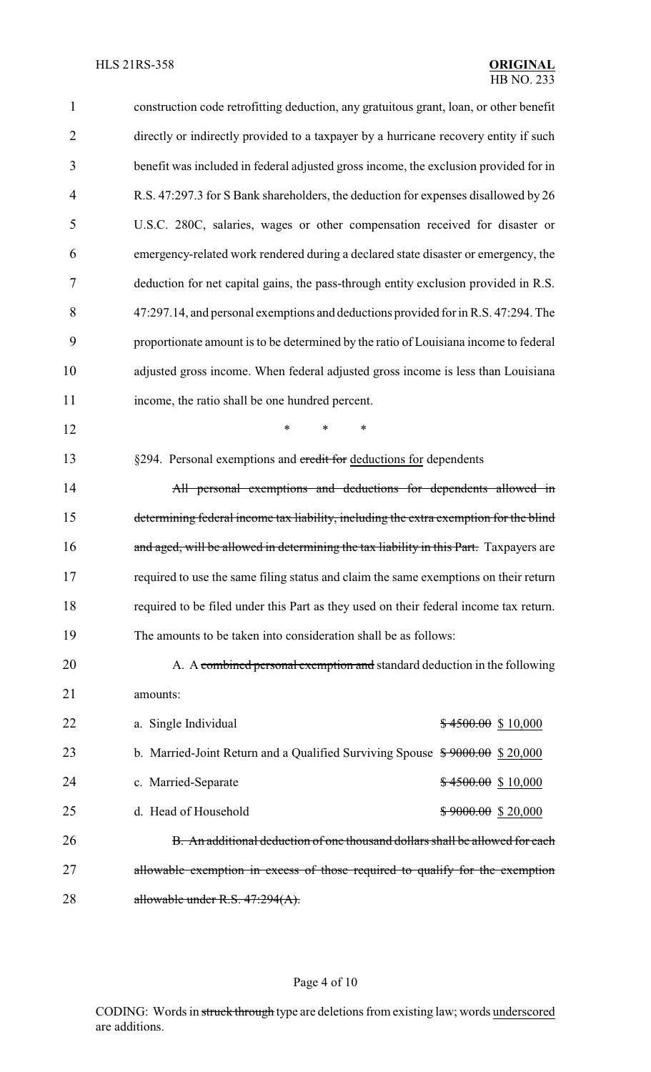construction code retrofitting deduction, any gratuitous grant, loan, or other benefit directly or indirectly provided to a taxpayer by a hurricane recovery entity if such benefit was included in federal adjusted gross income, the exclusion provided for in R.S. 47:297.3 for S Bank shareholders, the deduction for expenses disallowed by 26 U.S.C. 280C, salaries, wages or other compensation received for disaster or emergency-related work rendered during a declared state disaster or emergency, the deduction for net capital gains, the pass-through entity exclusion provided in R.S. 47:297.14, and personal exemptions and deductions provided for in R.S. 47:294. The proportionate amount is to be determined by the ratio of Louisiana income to federal adjusted gross income. When federal adjusted gross income is less than Louisiana income, the ratio shall be one hundred percent.

\* \* \*

§294. Personal exemptions and ~~credit for~~ deductions for dependents

~~All personal exemptions and deductions for dependents allowed in determining federal income tax liability, including the extra exemption for the blind and aged, will be allowed in determining the tax liability in this Part.~~ Taxpayers are required to use the same filing status and claim the same exemptions on their return required to be filed under this Part as they used on their federal income tax return. The amounts to be taken into consideration shall be as follows:

A. A ~~combined personal exemption and~~ standard deduction in the following amounts:

| | |
|---|---|
| a. Single Individual | ~~$ 4500.00~~ $ 10,000 |
| b. Married-Joint Return and a Qualified Surviving Spouse | ~~$ 9000.00~~ $ 20,000 |
| c. Married-Separate | ~~$ 4500.00~~ $ 10,000 |
| d. Head of Household | ~~$ 9000.00~~ $ 20,000 |

~~B. An additional deduction of one thousand dollars shall be allowed for each allowable exemption in excess of those required to qualify for the exemption allowable under R.S. 47:294(A).~~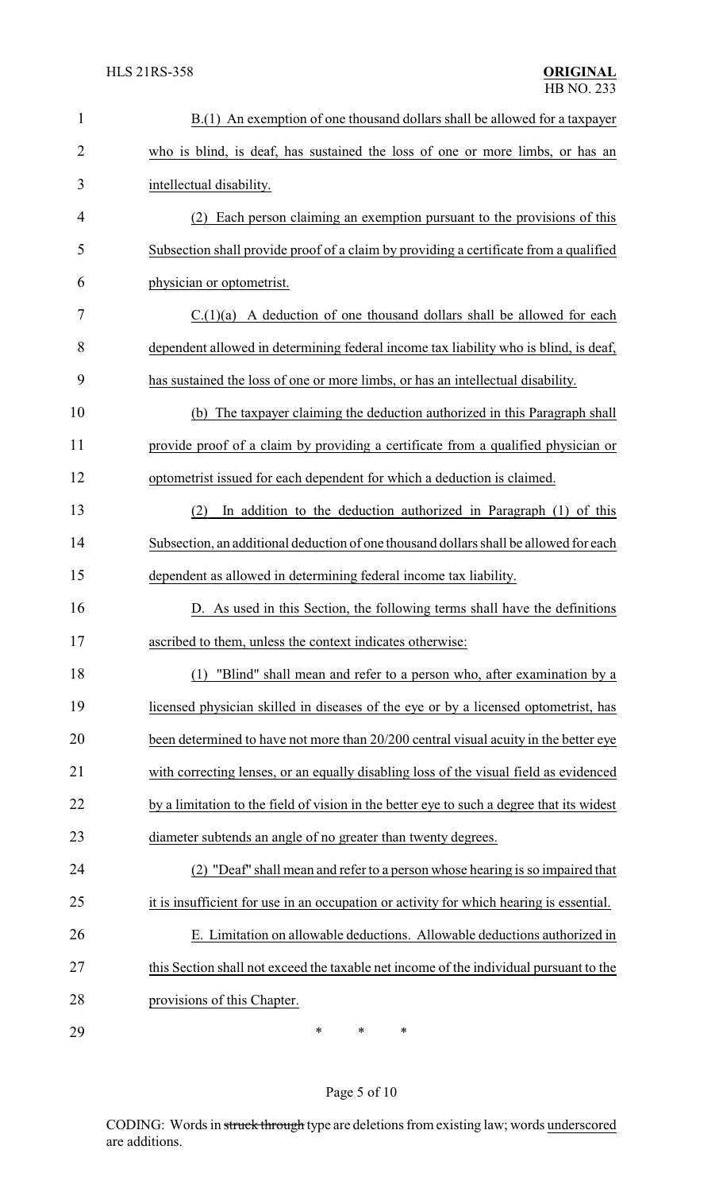B.(1) An exemption of one thousand dollars shall be allowed for a taxpayer who is blind, is deaf, has sustained the loss of one or more limbs, or has an intellectual disability.

(2) Each person claiming an exemption pursuant to the provisions of this Subsection shall provide proof of a claim by providing a certificate from a qualified physician or optometrist.

C.(1)(a) A deduction of one thousand dollars shall be allowed for each dependent allowed in determining federal income tax liability who is blind, is deaf, has sustained the loss of one or more limbs, or has an intellectual disability.

(b) The taxpayer claiming the deduction authorized in this Paragraph shall provide proof of a claim by providing a certificate from a qualified physician or optometrist issued for each dependent for which a deduction is claimed.

(2) In addition to the deduction authorized in Paragraph (1) of this Subsection, an additional deduction of one thousand dollars shall be allowed for each dependent as allowed in determining federal income tax liability.

D. As used in this Section, the following terms shall have the definitions ascribed to them, unless the context indicates otherwise:

(1) "Blind" shall mean and refer to a person who, after examination by a licensed physician skilled in diseases of the eye or by a licensed optometrist, has been determined to have not more than 20/200 central visual acuity in the better eye with correcting lenses, or an equally disabling loss of the visual field as evidenced by a limitation to the field of vision in the better eye to such a degree that its widest diameter subtends an angle of no greater than twenty degrees.

(2) "Deaf" shall mean and refer to a person whose hearing is so impaired that it is insufficient for use in an occupation or activity for which hearing is essential.

E. Limitation on allowable deductions. Allowable deductions authorized in this Section shall not exceed the taxable net income of the individual pursuant to the provisions of this Chapter.

\* \* \*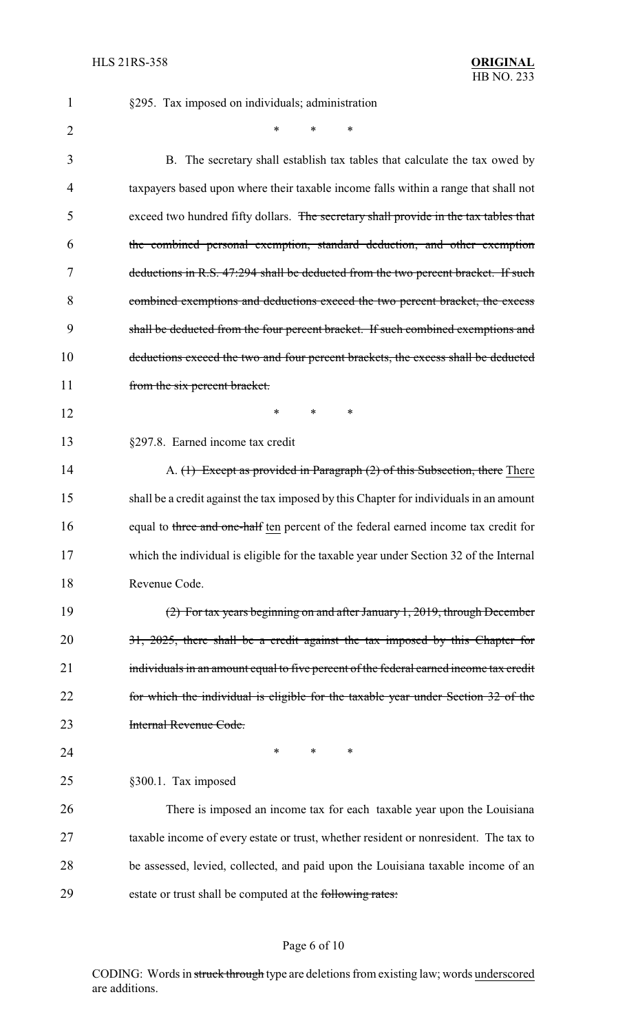§295. Tax imposed on individuals; administration

\* \* \*

B. The secretary shall establish tax tables that calculate the tax owed by taxpayers based upon where their taxable income falls within a range that shall not exceed two hundred fifty dollars. ~~The secretary shall provide in the tax tables that the combined personal exemption, standard deduction, and other exemption deductions in R.S. 47:294 shall be deducted from the two percent bracket. If such combined exemptions and deductions exceed the two percent bracket, the excess shall be deducted from the four percent bracket. If such combined exemptions and deductions exceed the two and four percent brackets, the excess shall be deducted from the six percent bracket.~~

\* \* \*

§297.8. Earned income tax credit

A. ~~(1) Except as provided in Paragraph (2) of this Subsection, there~~ <u>There</u> shall be a credit against the tax imposed by this Chapter for individuals in an amount equal to ~~three and one-half~~ <u>ten</u> percent of the federal earned income tax credit for which the individual is eligible for the taxable year under Section 32 of the Internal Revenue Code.

~~(2) For tax years beginning on and after January 1, 2019, through December 31, 2025, there shall be a credit against the tax imposed by this Chapter for individuals in an amount equal to five percent of the federal earned income tax credit for which the individual is eligible for the taxable year under Section 32 of the Internal Revenue Code.~~

\* \* \*

§300.1. Tax imposed

There is imposed an income tax for each taxable year upon the Louisiana taxable income of every estate or trust, whether resident or nonresident. The tax to be assessed, levied, collected, and paid upon the Louisiana taxable income of an estate or trust shall be computed at the ~~following rates:~~

CODING: Words in ~~struck through~~ type are deletions from existing law; words <u>underscored</u> are additions.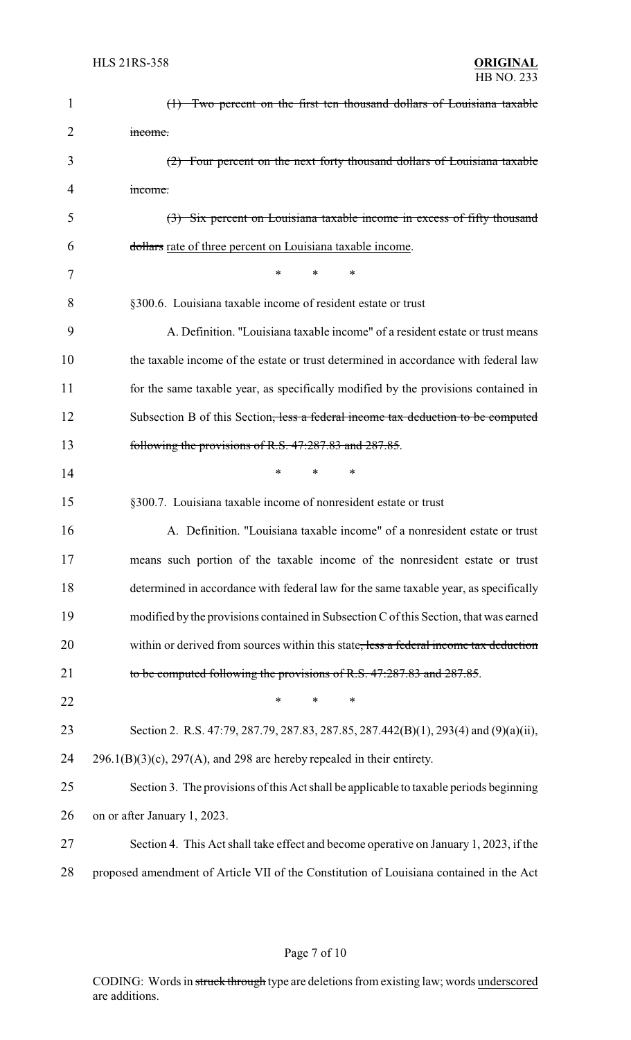~~(1) Two percent on the first ten thousand dollars of Louisiana taxable income.~~

~~(2) Four percent on the next forty thousand dollars of Louisiana taxable income.~~

~~(3) Six percent on Louisiana taxable income in excess of fifty thousand dollars~~ <u>rate of three percent on Louisiana taxable income</u>.

\* \* \*

§300.6. Louisiana taxable income of resident estate or trust

A. Definition. "Louisiana taxable income" of a resident estate or trust means the taxable income of the estate or trust determined in accordance with federal law for the same taxable year, as specifically modified by the provisions contained in Subsection B of this Section~~, less a federal income tax deduction to be computed following the provisions of R.S. 47:287.83 and 287.85~~.

\* \* \*

§300.7. Louisiana taxable income of nonresident estate or trust

A. Definition. "Louisiana taxable income" of a nonresident estate or trust means such portion of the taxable income of the nonresident estate or trust determined in accordance with federal law for the same taxable year, as specifically modified by the provisions contained in Subsection C of this Section, that was earned within or derived from sources within this state~~, less a federal income tax deduction to be computed following the provisions of R.S. 47:287.83 and 287.85~~.

\* \* \*

Section 2. R.S. 47:79, 287.79, 287.83, 287.85, 287.442(B)(1), 293(4) and (9)(a)(ii), 296.1(B)(3)(c), 297(A), and 298 are hereby repealed in their entirety.

Section 3. The provisions of this Act shall be applicable to taxable periods beginning on or after January 1, 2023.

Section 4. This Act shall take effect and become operative on January 1, 2023, if the proposed amendment of Article VII of the Constitution of Louisiana contained in the Act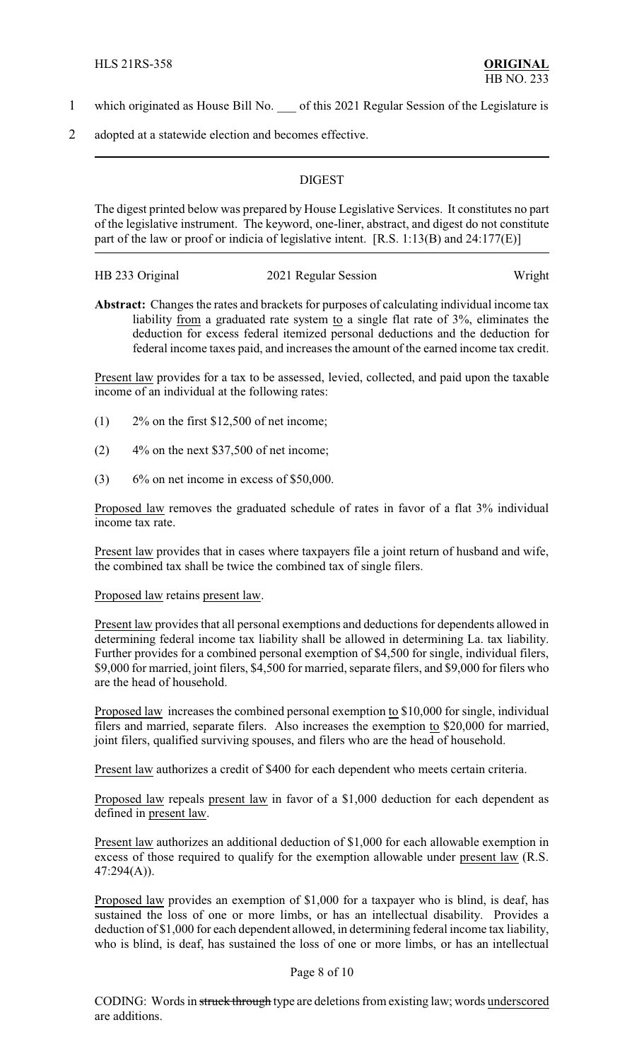which originated as House Bill No. ___ of this 2021 Regular Session of the Legislature is adopted at a statewide election and becomes effective.

## DIGEST

The digest printed below was prepared by House Legislative Services. It constitutes no part of the legislative instrument. The keyword, one-liner, abstract, and digest do not constitute part of the law or proof or indicia of legislative intent. [R.S. 1:13(B) and 24:177(E)]

HB 233 Original — 2021 Regular Session — Wright

**Abstract:** Changes the rates and brackets for purposes of calculating individual income tax liability from a graduated rate system to a single flat rate of 3%, eliminates the deduction for excess federal itemized personal deductions and the deduction for federal income taxes paid, and increases the amount of the earned income tax credit.

Present law provides for a tax to be assessed, levied, collected, and paid upon the taxable income of an individual at the following rates:

(1) 2% on the first $12,500 of net income;

(2) 4% on the next $37,500 of net income;

(3) 6% on net income in excess of $50,000.

Proposed law removes the graduated schedule of rates in favor of a flat 3% individual income tax rate.

Present law provides that in cases where taxpayers file a joint return of husband and wife, the combined tax shall be twice the combined tax of single filers.

Proposed law retains present law.

Present law provides that all personal exemptions and deductions for dependents allowed in determining federal income tax liability shall be allowed in determining La. tax liability. Further provides for a combined personal exemption of $4,500 for single, individual filers, $9,000 for married, joint filers, $4,500 for married, separate filers, and $9,000 for filers who are the head of household.

Proposed law increases the combined personal exemption to $10,000 for single, individual filers and married, separate filers. Also increases the exemption to $20,000 for married, joint filers, qualified surviving spouses, and filers who are the head of household.

Present law authorizes a credit of $400 for each dependent who meets certain criteria.

Proposed law repeals present law in favor of a $1,000 deduction for each dependent as defined in present law.

Present law authorizes an additional deduction of $1,000 for each allowable exemption in excess of those required to qualify for the exemption allowable under present law (R.S. 47:294(A)).

Proposed law provides an exemption of $1,000 for a taxpayer who is blind, is deaf, has sustained the loss of one or more limbs, or has an intellectual disability. Provides a deduction of $1,000 for each dependent allowed, in determining federal income tax liability, who is blind, is deaf, has sustained the loss of one or more limbs, or has an intellectual

CODING: Words in ~~struck through~~ type are deletions from existing law; words underscored are additions.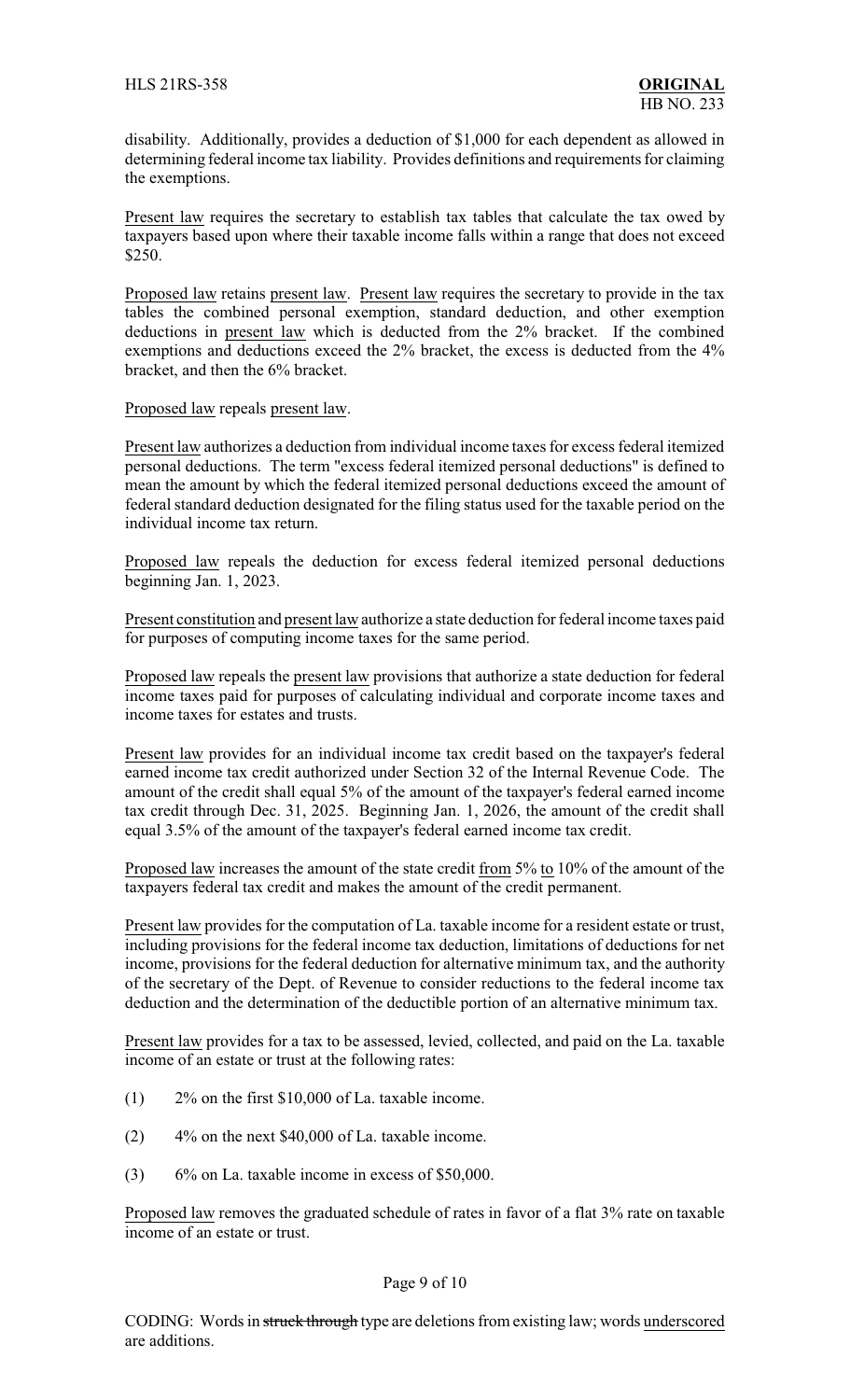disability. Additionally, provides a deduction of $1,000 for each dependent as allowed in determining federal income tax liability. Provides definitions and requirements for claiming the exemptions.

Present law requires the secretary to establish tax tables that calculate the tax owed by taxpayers based upon where their taxable income falls within a range that does not exceed $250.

Proposed law retains present law. Present law requires the secretary to provide in the tax tables the combined personal exemption, standard deduction, and other exemption deductions in present law which is deducted from the 2% bracket. If the combined exemptions and deductions exceed the 2% bracket, the excess is deducted from the 4% bracket, and then the 6% bracket.

Proposed law repeals present law.

Present law authorizes a deduction from individual income taxes for excess federal itemized personal deductions. The term "excess federal itemized personal deductions" is defined to mean the amount by which the federal itemized personal deductions exceed the amount of federal standard deduction designated for the filing status used for the taxable period on the individual income tax return.

Proposed law repeals the deduction for excess federal itemized personal deductions beginning Jan. 1, 2023.

Present constitution and present law authorize a state deduction for federal income taxes paid for purposes of computing income taxes for the same period.

Proposed law repeals the present law provisions that authorize a state deduction for federal income taxes paid for purposes of calculating individual and corporate income taxes and income taxes for estates and trusts.

Present law provides for an individual income tax credit based on the taxpayer's federal earned income tax credit authorized under Section 32 of the Internal Revenue Code. The amount of the credit shall equal 5% of the amount of the taxpayer's federal earned income tax credit through Dec. 31, 2025. Beginning Jan. 1, 2026, the amount of the credit shall equal 3.5% of the amount of the taxpayer's federal earned income tax credit.

Proposed law increases the amount of the state credit from 5% to 10% of the amount of the taxpayers federal tax credit and makes the amount of the credit permanent.

Present law provides for the computation of La. taxable income for a resident estate or trust, including provisions for the federal income tax deduction, limitations of deductions for net income, provisions for the federal deduction for alternative minimum tax, and the authority of the secretary of the Dept. of Revenue to consider reductions to the federal income tax deduction and the determination of the deductible portion of an alternative minimum tax.

Present law provides for a tax to be assessed, levied, collected, and paid on the La. taxable income of an estate or trust at the following rates:

(1) 2% on the first $10,000 of La. taxable income.

(2) 4% on the next $40,000 of La. taxable income.

(3) 6% on La. taxable income in excess of $50,000.

Proposed law removes the graduated schedule of rates in favor of a flat 3% rate on taxable income of an estate or trust.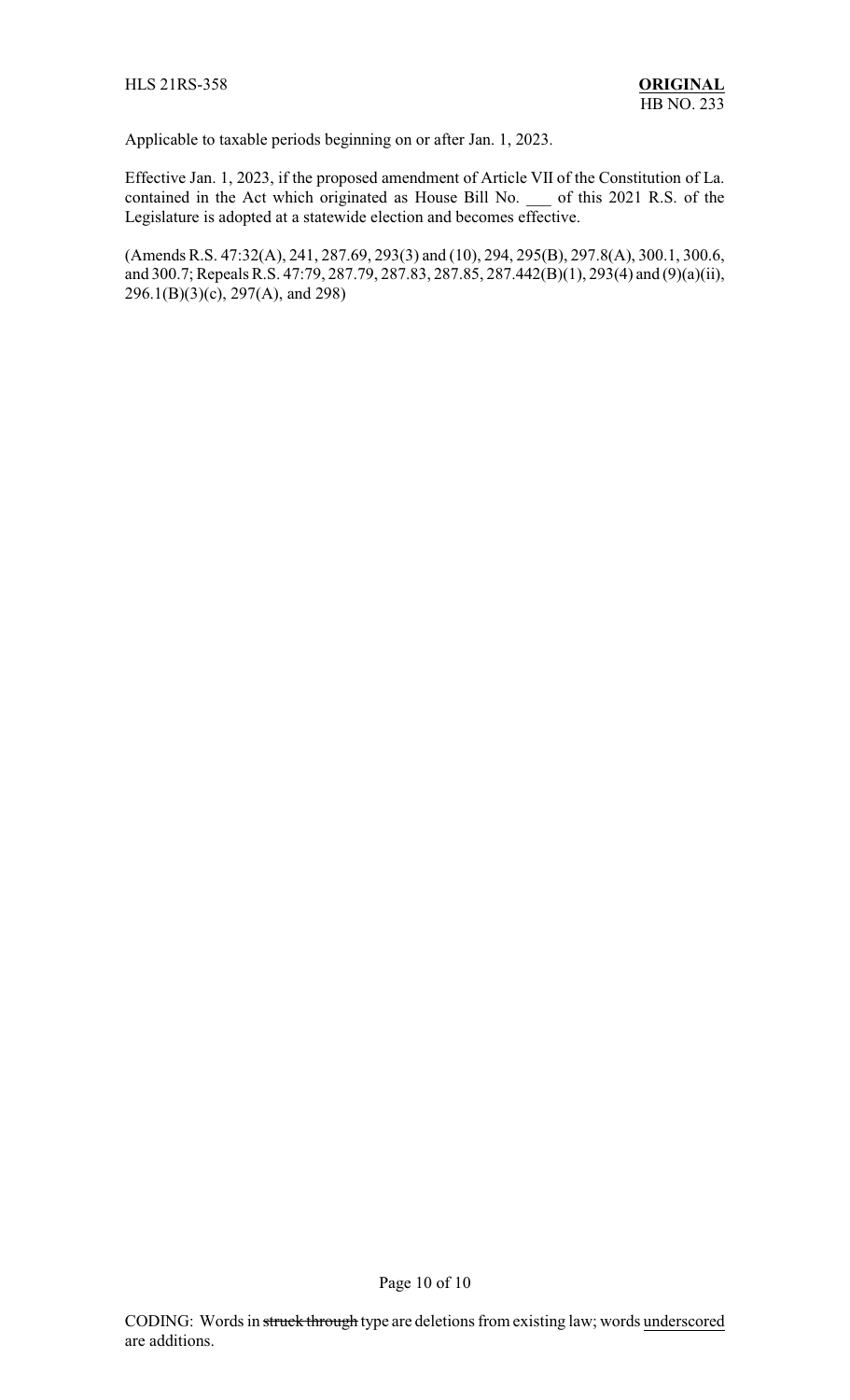Applicable to taxable periods beginning on or after Jan. 1, 2023.

Effective Jan. 1, 2023, if the proposed amendment of Article VII of the Constitution of La. contained in the Act which originated as House Bill No. ___ of this 2021 R.S. of the Legislature is adopted at a statewide election and becomes effective.

(Amends R.S. 47:32(A), 241, 287.69, 293(3) and (10), 294, 295(B), 297.8(A), 300.1, 300.6, and 300.7; Repeals R.S. 47:79, 287.79, 287.83, 287.85, 287.442(B)(1), 293(4) and (9)(a)(ii), 296.1(B)(3)(c), 297(A), and 298)